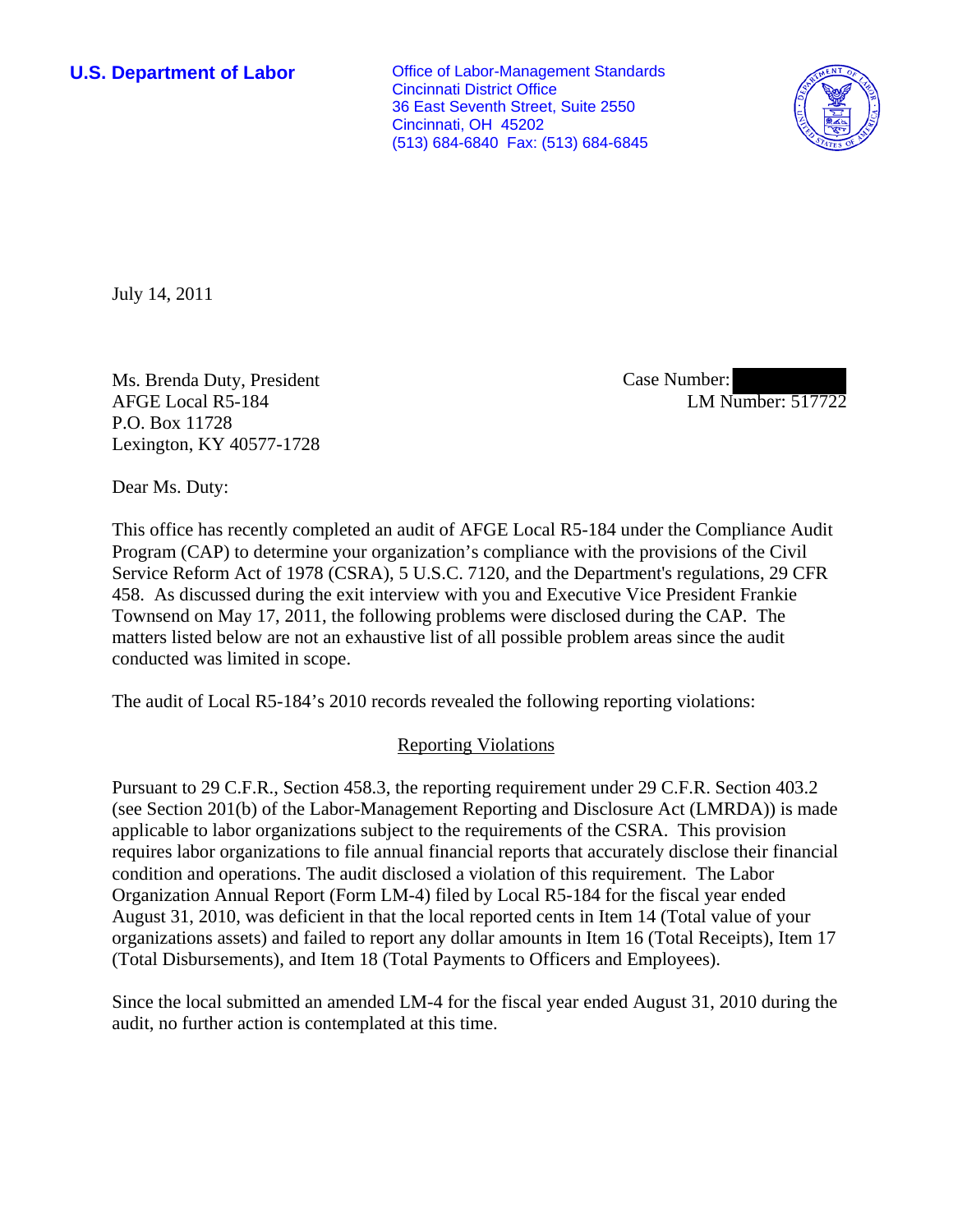**U.S. Department of Labor**

Office of Labor-Management Standards
Cincinnati District Office
36 East Seventh Street, Suite 2550
Cincinnati, OH 45202
(513) 684-6840 Fax: (513) 684-6845

July 14, 2011

Ms. Brenda Duty, President
AFGE Local R5-184
P.O. Box 11728
Lexington, KY 40577-1728

Case Number:
LM Number: 517722

Dear Ms. Duty:

This office has recently completed an audit of AFGE Local R5-184 under the Compliance Audit Program (CAP) to determine your organization's compliance with the provisions of the Civil Service Reform Act of 1978 (CSRA), 5 U.S.C. 7120, and the Department's regulations, 29 CFR 458. As discussed during the exit interview with you and Executive Vice President Frankie Townsend on May 17, 2011, the following problems were disclosed during the CAP. The matters listed below are not an exhaustive list of all possible problem areas since the audit conducted was limited in scope.

The audit of Local R5-184's 2010 records revealed the following reporting violations:

Reporting Violations

Pursuant to 29 C.F.R., Section 458.3, the reporting requirement under 29 C.F.R. Section 403.2 (see Section 201(b) of the Labor-Management Reporting and Disclosure Act (LMRDA)) is made applicable to labor organizations subject to the requirements of the CSRA. This provision requires labor organizations to file annual financial reports that accurately disclose their financial condition and operations. The audit disclosed a violation of this requirement. The Labor Organization Annual Report (Form LM-4) filed by Local R5-184 for the fiscal year ended August 31, 2010, was deficient in that the local reported cents in Item 14 (Total value of your organizations assets) and failed to report any dollar amounts in Item 16 (Total Receipts), Item 17 (Total Disbursements), and Item 18 (Total Payments to Officers and Employees).

Since the local submitted an amended LM-4 for the fiscal year ended August 31, 2010 during the audit, no further action is contemplated at this time.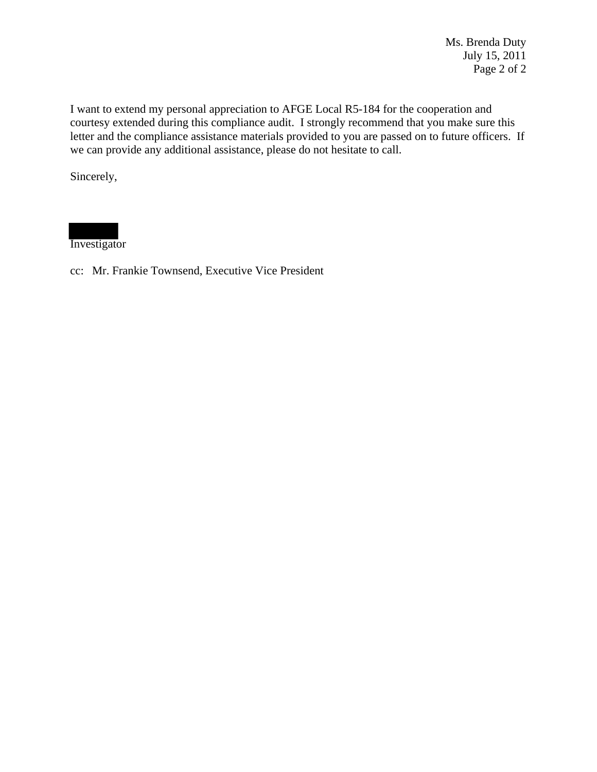I want to extend my personal appreciation to AFGE Local R5-184 for the cooperation and courtesy extended during this compliance audit. I strongly recommend that you make sure this letter and the compliance assistance materials provided to you are passed on to future officers. If we can provide any additional assistance, please do not hesitate to call.

Sincerely,

Investigator

cc: Mr. Frankie Townsend, Executive Vice President